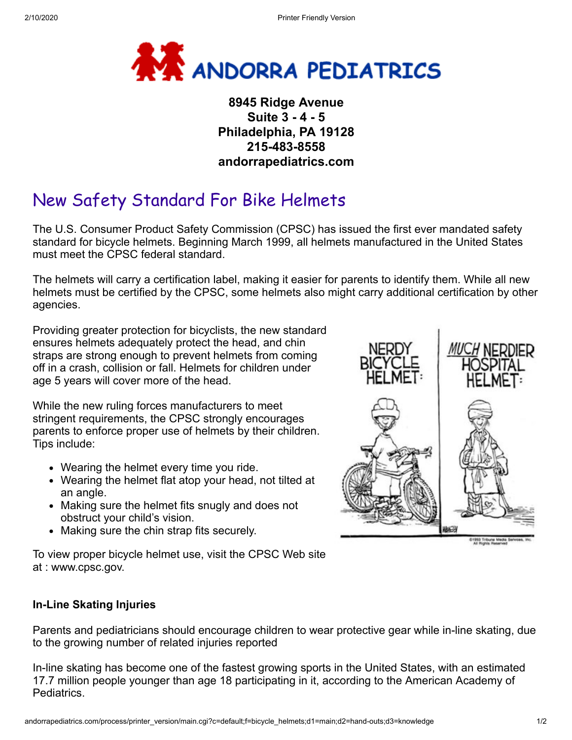# ANDORRA PEDIATRICS

**8945 Ridge Avenue**
**Suite 3 - 4 - 5**
**Philadelphia, PA 19128**
**215-483-8558**
**andorrapediatrics.com**

## New Safety Standard For Bike Helmets

The U.S. Consumer Product Safety Commission (CPSC) has issued the first ever mandated safety standard for bicycle helmets. Beginning March 1999, all helmets manufactured in the United States must meet the CPSC federal standard.

The helmets will carry a certification label, making it easier for parents to identify them. While all new helmets must be certified by the CPSC, some helmets also might carry additional certification by other agencies.

Providing greater protection for bicyclists, the new standard ensures helmets adequately protect the head, and chin straps are strong enough to prevent helmets from coming off in a crash, collision or fall. Helmets for children under age 5 years will cover more of the head.

While the new ruling forces manufacturers to meet stringent requirements, the CPSC strongly encourages parents to enforce proper use of helmets by their children. Tips include:

- Wearing the helmet every time you ride.
- Wearing the helmet flat atop your head, not tilted at an angle.
- Making sure the helmet fits snugly and does not obstruct your child's vision.
- Making sure the chin strap fits securely.

To view proper bicycle helmet use, visit the CPSC Web site at : www.cpsc.gov.

### In-Line Skating Injuries

Parents and pediatricians should encourage children to wear protective gear while in-line skating, due to the growing number of related injuries reported

In-line skating has become one of the fastest growing sports in the United States, with an estimated 17.7 million people younger than age 18 participating in it, according to the American Academy of Pediatrics.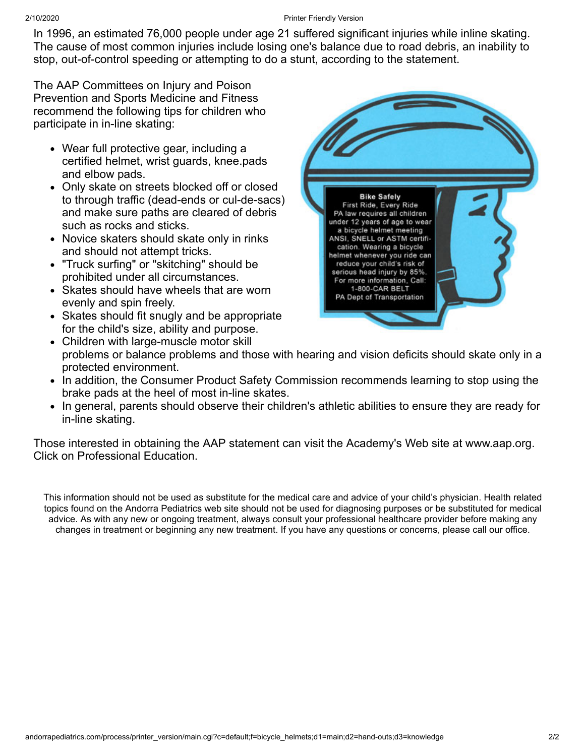In 1996, an estimated 76,000 people under age 21 suffered significant injuries while inline skating. The cause of most common injuries include losing one's balance due to road debris, an inability to stop, out-of-control speeding or attempting to do a stunt, according to the statement.

The AAP Committees on Injury and Poison Prevention and Sports Medicine and Fitness recommend the following tips for children who participate in in-line skating:

- Wear full protective gear, including a certified helmet, wrist guards, knee.pads and elbow pads.
- Only skate on streets blocked off or closed to through traffic (dead-ends or cul-de-sacs) and make sure paths are cleared of debris such as rocks and sticks.
- Novice skaters should skate only in rinks and should not attempt tricks.
- "Truck surfing" or "skitching" should be prohibited under all circumstances.
- Skates should have wheels that are worn evenly and spin freely.
- Skates should fit snugly and be appropriate for the child's size, ability and purpose.
- Children with large-muscle motor skill problems or balance problems and those with hearing and vision deficits should skate only in a protected environment.
- In addition, the Consumer Product Safety Commission recommends learning to stop using the brake pads at the heel of most in-line skates.
- In general, parents should observe their children's athletic abilities to ensure they are ready for in-line skating.

**Bike Safely**
First Ride, Every Ride
PA law requires all children under 12 years of age to wear a bicycle helmet meeting ANSI, SNELL or ASTM certification. Wearing a bicycle helmet whenever you ride can reduce your child's risk of serious head injury by 85%.
For more information, Call:
1-800-CAR BELT
PA Dept of Transportation

Those interested in obtaining the AAP statement can visit the Academy's Web site at www.aap.org. Click on Professional Education.

This information should not be used as substitute for the medical care and advice of your child's physician. Health related topics found on the Andorra Pediatrics web site should not be used for diagnosing purposes or be substituted for medical advice. As with any new or ongoing treatment, always consult your professional healthcare provider before making any changes in treatment or beginning any new treatment. If you have any questions or concerns, please call our office.